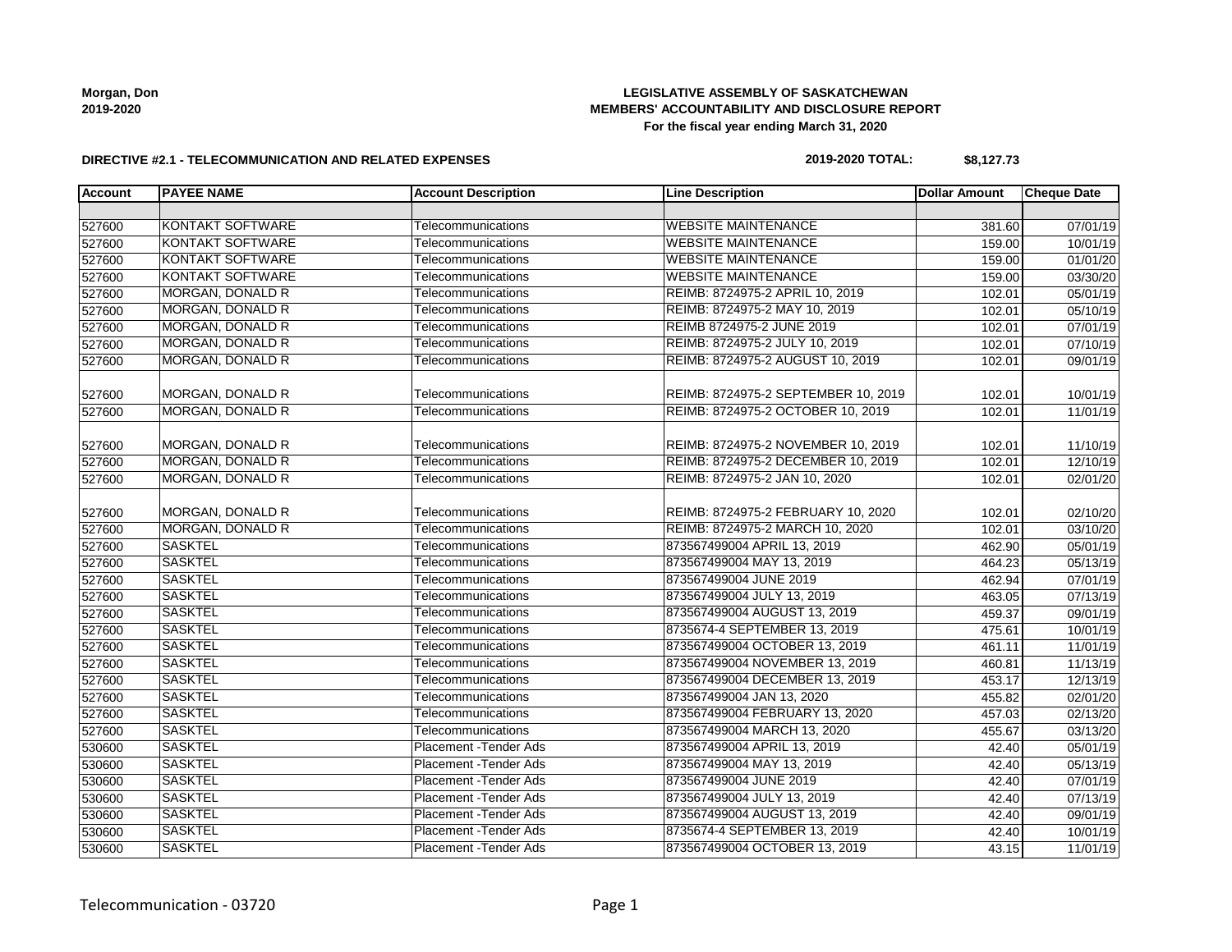**Morgan, Don**
**2019-2020**

**LEGISLATIVE ASSEMBLY OF SASKATCHEWAN**
**MEMBERS' ACCOUNTABILITY AND DISCLOSURE REPORT**
**For the fiscal year ending March 31, 2020**

**DIRECTIVE #2.1 - TELECOMMUNICATION AND RELATED EXPENSES**

**2019-2020 TOTAL: $8,127.73**

| Account | PAYEE NAME | Account Description | Line Description | Dollar Amount | Cheque Date |
|---|---|---|---|---|---|
| | | | | | |
| 527600 | KONTAKT SOFTWARE | Telecommunications | WEBSITE MAINTENANCE | 381.60 | 07/01/19 |
| 527600 | KONTAKT SOFTWARE | Telecommunications | WEBSITE MAINTENANCE | 159.00 | 10/01/19 |
| 527600 | KONTAKT SOFTWARE | Telecommunications | WEBSITE MAINTENANCE | 159.00 | 01/01/20 |
| 527600 | KONTAKT SOFTWARE | Telecommunications | WEBSITE MAINTENANCE | 159.00 | 03/30/20 |
| 527600 | MORGAN, DONALD R | Telecommunications | REIMB: 8724975-2 APRIL 10, 2019 | 102.01 | 05/01/19 |
| 527600 | MORGAN, DONALD R | Telecommunications | REIMB: 8724975-2 MAY 10, 2019 | 102.01 | 05/10/19 |
| 527600 | MORGAN, DONALD R | Telecommunications | REIMB 8724975-2 JUNE 2019 | 102.01 | 07/01/19 |
| 527600 | MORGAN, DONALD R | Telecommunications | REIMB: 8724975-2 JULY 10, 2019 | 102.01 | 07/10/19 |
| 527600 | MORGAN, DONALD R | Telecommunications | REIMB: 8724975-2 AUGUST 10, 2019 | 102.01 | 09/01/19 |
| 527600 | MORGAN, DONALD R | Telecommunications | REIMB: 8724975-2 SEPTEMBER 10, 2019 | 102.01 | 10/01/19 |
| 527600 | MORGAN, DONALD R | Telecommunications | REIMB: 8724975-2 OCTOBER 10, 2019 | 102.01 | 11/01/19 |
| 527600 | MORGAN, DONALD R | Telecommunications | REIMB: 8724975-2 NOVEMBER 10, 2019 | 102.01 | 11/10/19 |
| 527600 | MORGAN, DONALD R | Telecommunications | REIMB: 8724975-2 DECEMBER 10, 2019 | 102.01 | 12/10/19 |
| 527600 | MORGAN, DONALD R | Telecommunications | REIMB: 8724975-2 JAN 10, 2020 | 102.01 | 02/01/20 |
| 527600 | MORGAN, DONALD R | Telecommunications | REIMB: 8724975-2 FEBRUARY 10, 2020 | 102.01 | 02/10/20 |
| 527600 | MORGAN, DONALD R | Telecommunications | REIMB: 8724975-2 MARCH 10, 2020 | 102.01 | 03/10/20 |
| 527600 | SASKTEL | Telecommunications | 873567499004 APRIL 13, 2019 | 462.90 | 05/01/19 |
| 527600 | SASKTEL | Telecommunications | 873567499004 MAY 13, 2019 | 464.23 | 05/13/19 |
| 527600 | SASKTEL | Telecommunications | 873567499004 JUNE 2019 | 462.94 | 07/01/19 |
| 527600 | SASKTEL | Telecommunications | 873567499004 JULY 13, 2019 | 463.05 | 07/13/19 |
| 527600 | SASKTEL | Telecommunications | 873567499004 AUGUST 13, 2019 | 459.37 | 09/01/19 |
| 527600 | SASKTEL | Telecommunications | 8735674-4 SEPTEMBER 13, 2019 | 475.61 | 10/01/19 |
| 527600 | SASKTEL | Telecommunications | 873567499004 OCTOBER 13, 2019 | 461.11 | 11/01/19 |
| 527600 | SASKTEL | Telecommunications | 873567499004 NOVEMBER 13, 2019 | 460.81 | 11/13/19 |
| 527600 | SASKTEL | Telecommunications | 873567499004 DECEMBER 13, 2019 | 453.17 | 12/13/19 |
| 527600 | SASKTEL | Telecommunications | 873567499004 JAN 13, 2020 | 455.82 | 02/01/20 |
| 527600 | SASKTEL | Telecommunications | 873567499004 FEBRUARY 13, 2020 | 457.03 | 02/13/20 |
| 527600 | SASKTEL | Telecommunications | 873567499004 MARCH 13, 2020 | 455.67 | 03/13/20 |
| 530600 | SASKTEL | Placement -Tender Ads | 873567499004 APRIL 13, 2019 | 42.40 | 05/01/19 |
| 530600 | SASKTEL | Placement -Tender Ads | 873567499004 MAY 13, 2019 | 42.40 | 05/13/19 |
| 530600 | SASKTEL | Placement -Tender Ads | 873567499004 JUNE 2019 | 42.40 | 07/01/19 |
| 530600 | SASKTEL | Placement -Tender Ads | 873567499004 JULY 13, 2019 | 42.40 | 07/13/19 |
| 530600 | SASKTEL | Placement -Tender Ads | 873567499004 AUGUST 13, 2019 | 42.40 | 09/01/19 |
| 530600 | SASKTEL | Placement -Tender Ads | 8735674-4 SEPTEMBER 13, 2019 | 42.40 | 10/01/19 |
| 530600 | SASKTEL | Placement -Tender Ads | 873567499004 OCTOBER 13, 2019 | 43.15 | 11/01/19 |

Telecommunication - 03720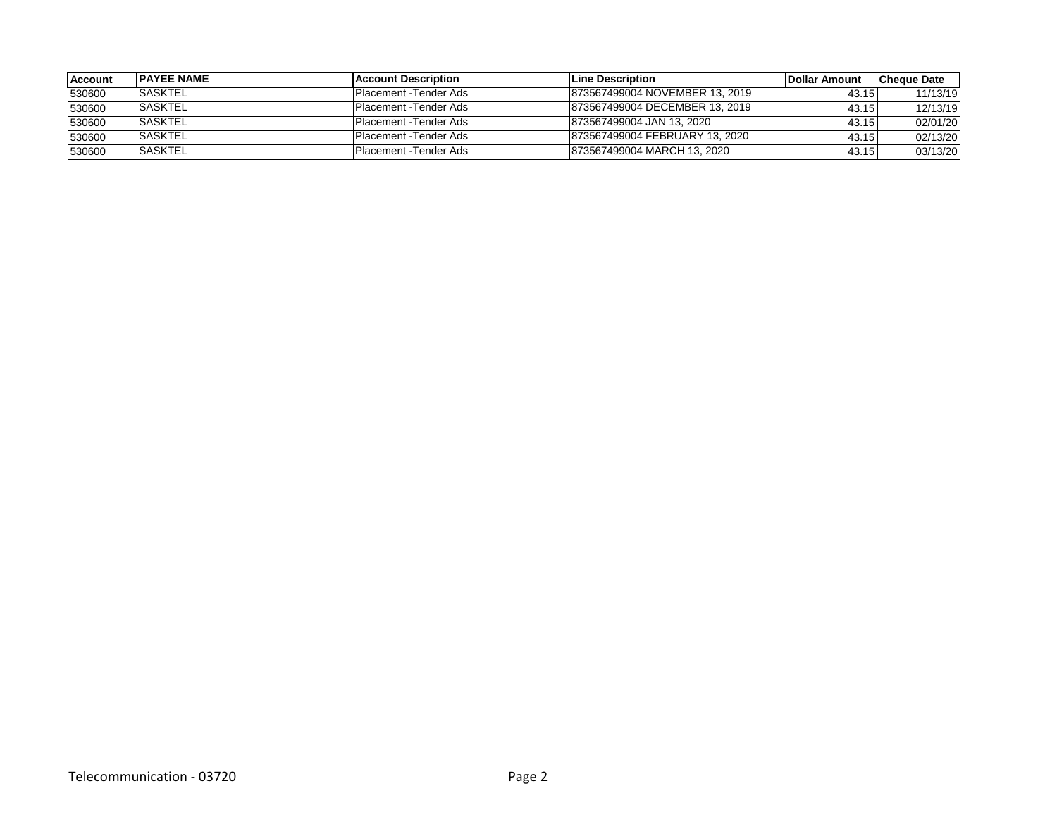| Account | PAYEE NAME | Account Description | Line Description | Dollar Amount | Cheque Date |
|---|---|---|---|---|---|
| 530600 | SASKTEL | Placement -Tender Ads | 873567499004 NOVEMBER 13, 2019 | 43.15 | 11/13/19 |
| 530600 | SASKTEL | Placement -Tender Ads | 873567499004 DECEMBER 13, 2019 | 43.15 | 12/13/19 |
| 530600 | SASKTEL | Placement -Tender Ads | 873567499004 JAN 13, 2020 | 43.15 | 02/01/20 |
| 530600 | SASKTEL | Placement -Tender Ads | 873567499004 FEBRUARY 13, 2020 | 43.15 | 02/13/20 |
| 530600 | SASKTEL | Placement -Tender Ads | 873567499004 MARCH 13, 2020 | 43.15 | 03/13/20 |

Telecommunication - 03720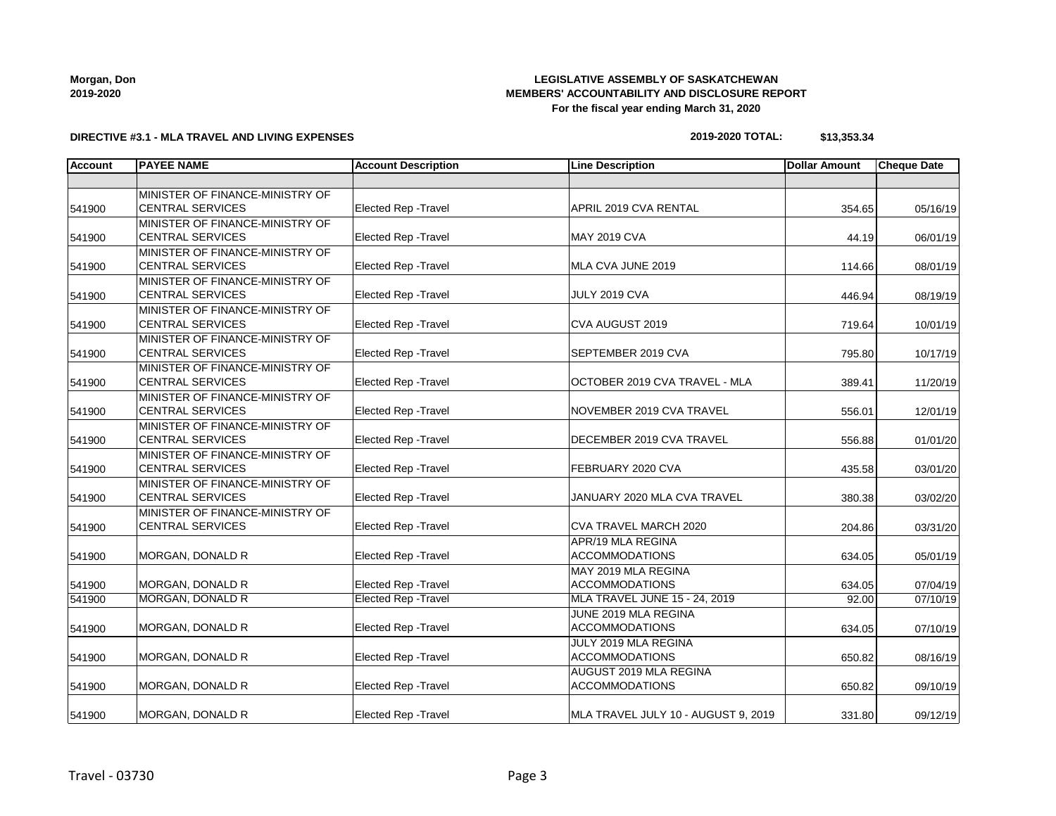**Morgan, Don**
**2019-2020**

**LEGISLATIVE ASSEMBLY OF SASKATCHEWAN**
**MEMBERS' ACCOUNTABILITY AND DISCLOSURE REPORT**
**For the fiscal year ending March 31, 2020**

**DIRECTIVE #3.1 - MLA TRAVEL AND LIVING EXPENSES**

**2019-2020 TOTAL: $13,353.34**

| Account | PAYEE NAME | Account Description | Line Description | Dollar Amount | Cheque Date |
|---|---|---|---|---|---|
| | | | | | |
| 541900 | MINISTER OF FINANCE-MINISTRY OF CENTRAL SERVICES | Elected Rep -Travel | APRIL 2019 CVA RENTAL | 354.65 | 05/16/19 |
| 541900 | MINISTER OF FINANCE-MINISTRY OF CENTRAL SERVICES | Elected Rep -Travel | MAY 2019 CVA | 44.19 | 06/01/19 |
| 541900 | MINISTER OF FINANCE-MINISTRY OF CENTRAL SERVICES | Elected Rep -Travel | MLA CVA JUNE 2019 | 114.66 | 08/01/19 |
| 541900 | MINISTER OF FINANCE-MINISTRY OF CENTRAL SERVICES | Elected Rep -Travel | JULY 2019 CVA | 446.94 | 08/19/19 |
| 541900 | MINISTER OF FINANCE-MINISTRY OF CENTRAL SERVICES | Elected Rep -Travel | CVA AUGUST 2019 | 719.64 | 10/01/19 |
| 541900 | MINISTER OF FINANCE-MINISTRY OF CENTRAL SERVICES | Elected Rep -Travel | SEPTEMBER 2019 CVA | 795.80 | 10/17/19 |
| 541900 | MINISTER OF FINANCE-MINISTRY OF CENTRAL SERVICES | Elected Rep -Travel | OCTOBER 2019 CVA TRAVEL - MLA | 389.41 | 11/20/19 |
| 541900 | MINISTER OF FINANCE-MINISTRY OF CENTRAL SERVICES | Elected Rep -Travel | NOVEMBER 2019 CVA TRAVEL | 556.01 | 12/01/19 |
| 541900 | MINISTER OF FINANCE-MINISTRY OF CENTRAL SERVICES | Elected Rep -Travel | DECEMBER 2019 CVA TRAVEL | 556.88 | 01/01/20 |
| 541900 | MINISTER OF FINANCE-MINISTRY OF CENTRAL SERVICES | Elected Rep -Travel | FEBRUARY 2020 CVA | 435.58 | 03/01/20 |
| 541900 | MINISTER OF FINANCE-MINISTRY OF CENTRAL SERVICES | Elected Rep -Travel | JANUARY 2020 MLA CVA TRAVEL | 380.38 | 03/02/20 |
| 541900 | MINISTER OF FINANCE-MINISTRY OF CENTRAL SERVICES | Elected Rep -Travel | CVA TRAVEL MARCH 2020 | 204.86 | 03/31/20 |
| 541900 | MORGAN, DONALD R | Elected Rep -Travel | APR/19 MLA REGINA ACCOMMODATIONS | 634.05 | 05/01/19 |
| 541900 | MORGAN, DONALD R | Elected Rep -Travel | MAY 2019 MLA REGINA ACCOMMODATIONS | 634.05 | 07/04/19 |
| 541900 | MORGAN, DONALD R | Elected Rep -Travel | MLA TRAVEL JUNE 15 - 24, 2019 | 92.00 | 07/10/19 |
| 541900 | MORGAN, DONALD R | Elected Rep -Travel | JUNE 2019 MLA REGINA ACCOMMODATIONS | 634.05 | 07/10/19 |
| 541900 | MORGAN, DONALD R | Elected Rep -Travel | JULY 2019 MLA REGINA ACCOMMODATIONS | 650.82 | 08/16/19 |
| 541900 | MORGAN, DONALD R | Elected Rep -Travel | AUGUST 2019 MLA REGINA ACCOMMODATIONS | 650.82 | 09/10/19 |
| 541900 | MORGAN, DONALD R | Elected Rep -Travel | MLA TRAVEL JULY 10 - AUGUST 9, 2019 | 331.80 | 09/12/19 |

Travel - 03730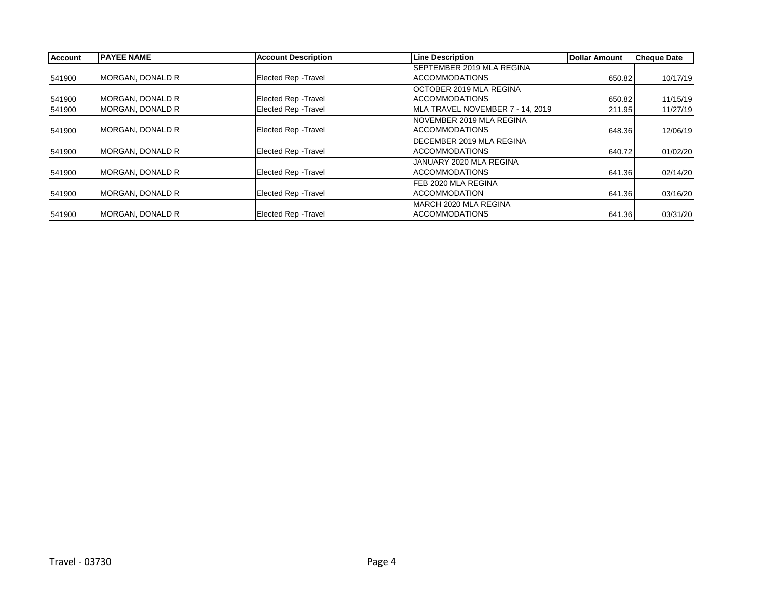| Account | PAYEE NAME | Account Description | Line Description | Dollar Amount | Cheque Date |
|---|---|---|---|---|---|
| 541900 | MORGAN, DONALD R | Elected Rep -Travel | SEPTEMBER 2019 MLA REGINA ACCOMMODATIONS | 650.82 | 10/17/19 |
| 541900 | MORGAN, DONALD R | Elected Rep -Travel | OCTOBER 2019 MLA REGINA ACCOMMODATIONS | 650.82 | 11/15/19 |
| 541900 | MORGAN, DONALD R | Elected Rep -Travel | MLA TRAVEL NOVEMBER 7 - 14, 2019 | 211.95 | 11/27/19 |
| 541900 | MORGAN, DONALD R | Elected Rep -Travel | NOVEMBER 2019 MLA REGINA ACCOMMODATIONS | 648.36 | 12/06/19 |
| 541900 | MORGAN, DONALD R | Elected Rep -Travel | DECEMBER 2019 MLA REGINA ACCOMMODATIONS | 640.72 | 01/02/20 |
| 541900 | MORGAN, DONALD R | Elected Rep -Travel | JANUARY 2020 MLA REGINA ACCOMMODATIONS | 641.36 | 02/14/20 |
| 541900 | MORGAN, DONALD R | Elected Rep -Travel | FEB 2020 MLA REGINA ACCOMMODATION | 641.36 | 03/16/20 |
| 541900 | MORGAN, DONALD R | Elected Rep -Travel | MARCH 2020 MLA REGINA ACCOMMODATIONS | 641.36 | 03/31/20 |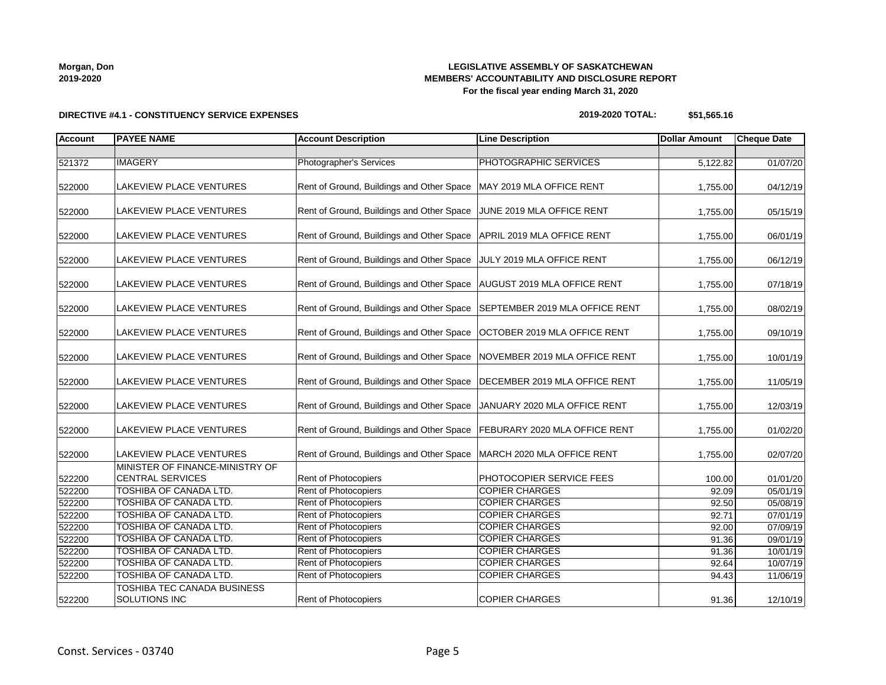**Morgan, Don**
**2019-2020**

**LEGISLATIVE ASSEMBLY OF SASKATCHEWAN**
**MEMBERS' ACCOUNTABILITY AND DISCLOSURE REPORT**
**For the fiscal year ending March 31, 2020**

**DIRECTIVE #4.1 - CONSTITUENCY SERVICE EXPENSES**

**2019-2020 TOTAL: $51,565.16**

| Account | PAYEE NAME | Account Description | Line Description | Dollar Amount | Cheque Date |
|---|---|---|---|---|---|
| | | | | | |
| 521372 | IMAGERY | Photographer's Services | PHOTOGRAPHIC SERVICES | 5,122.82 | 01/07/20 |
| 522000 | LAKEVIEW PLACE VENTURES | Rent of Ground, Buildings and Other Space | MAY 2019 MLA OFFICE RENT | 1,755.00 | 04/12/19 |
| 522000 | LAKEVIEW PLACE VENTURES | Rent of Ground, Buildings and Other Space | JUNE 2019 MLA OFFICE RENT | 1,755.00 | 05/15/19 |
| 522000 | LAKEVIEW PLACE VENTURES | Rent of Ground, Buildings and Other Space | APRIL 2019 MLA OFFICE RENT | 1,755.00 | 06/01/19 |
| 522000 | LAKEVIEW PLACE VENTURES | Rent of Ground, Buildings and Other Space | JULY 2019 MLA OFFICE RENT | 1,755.00 | 06/12/19 |
| 522000 | LAKEVIEW PLACE VENTURES | Rent of Ground, Buildings and Other Space | AUGUST 2019 MLA OFFICE RENT | 1,755.00 | 07/18/19 |
| 522000 | LAKEVIEW PLACE VENTURES | Rent of Ground, Buildings and Other Space | SEPTEMBER 2019 MLA OFFICE RENT | 1,755.00 | 08/02/19 |
| 522000 | LAKEVIEW PLACE VENTURES | Rent of Ground, Buildings and Other Space | OCTOBER 2019 MLA OFFICE RENT | 1,755.00 | 09/10/19 |
| 522000 | LAKEVIEW PLACE VENTURES | Rent of Ground, Buildings and Other Space | NOVEMBER 2019 MLA OFFICE RENT | 1,755.00 | 10/01/19 |
| 522000 | LAKEVIEW PLACE VENTURES | Rent of Ground, Buildings and Other Space | DECEMBER 2019 MLA OFFICE RENT | 1,755.00 | 11/05/19 |
| 522000 | LAKEVIEW PLACE VENTURES | Rent of Ground, Buildings and Other Space | JANUARY 2020 MLA OFFICE RENT | 1,755.00 | 12/03/19 |
| 522000 | LAKEVIEW PLACE VENTURES | Rent of Ground, Buildings and Other Space | FEBURARY 2020 MLA OFFICE RENT | 1,755.00 | 01/02/20 |
| 522000 | LAKEVIEW PLACE VENTURES | Rent of Ground, Buildings and Other Space | MARCH 2020 MLA OFFICE RENT | 1,755.00 | 02/07/20 |
| 522200 | MINISTER OF FINANCE-MINISTRY OF CENTRAL SERVICES | Rent of Photocopiers | PHOTOCOPIER SERVICE FEES | 100.00 | 01/01/20 |
| 522200 | TOSHIBA OF CANADA LTD. | Rent of Photocopiers | COPIER CHARGES | 92.09 | 05/01/19 |
| 522200 | TOSHIBA OF CANADA LTD. | Rent of Photocopiers | COPIER CHARGES | 92.50 | 05/08/19 |
| 522200 | TOSHIBA OF CANADA LTD. | Rent of Photocopiers | COPIER CHARGES | 92.71 | 07/01/19 |
| 522200 | TOSHIBA OF CANADA LTD. | Rent of Photocopiers | COPIER CHARGES | 92.00 | 07/09/19 |
| 522200 | TOSHIBA OF CANADA LTD. | Rent of Photocopiers | COPIER CHARGES | 91.36 | 09/01/19 |
| 522200 | TOSHIBA OF CANADA LTD. | Rent of Photocopiers | COPIER CHARGES | 91.36 | 10/01/19 |
| 522200 | TOSHIBA OF CANADA LTD. | Rent of Photocopiers | COPIER CHARGES | 92.64 | 10/07/19 |
| 522200 | TOSHIBA OF CANADA LTD. | Rent of Photocopiers | COPIER CHARGES | 94.43 | 11/06/19 |
| 522200 | TOSHIBA TEC CANADA BUSINESS SOLUTIONS INC | Rent of Photocopiers | COPIER CHARGES | 91.36 | 12/10/19 |

Const. Services - 03740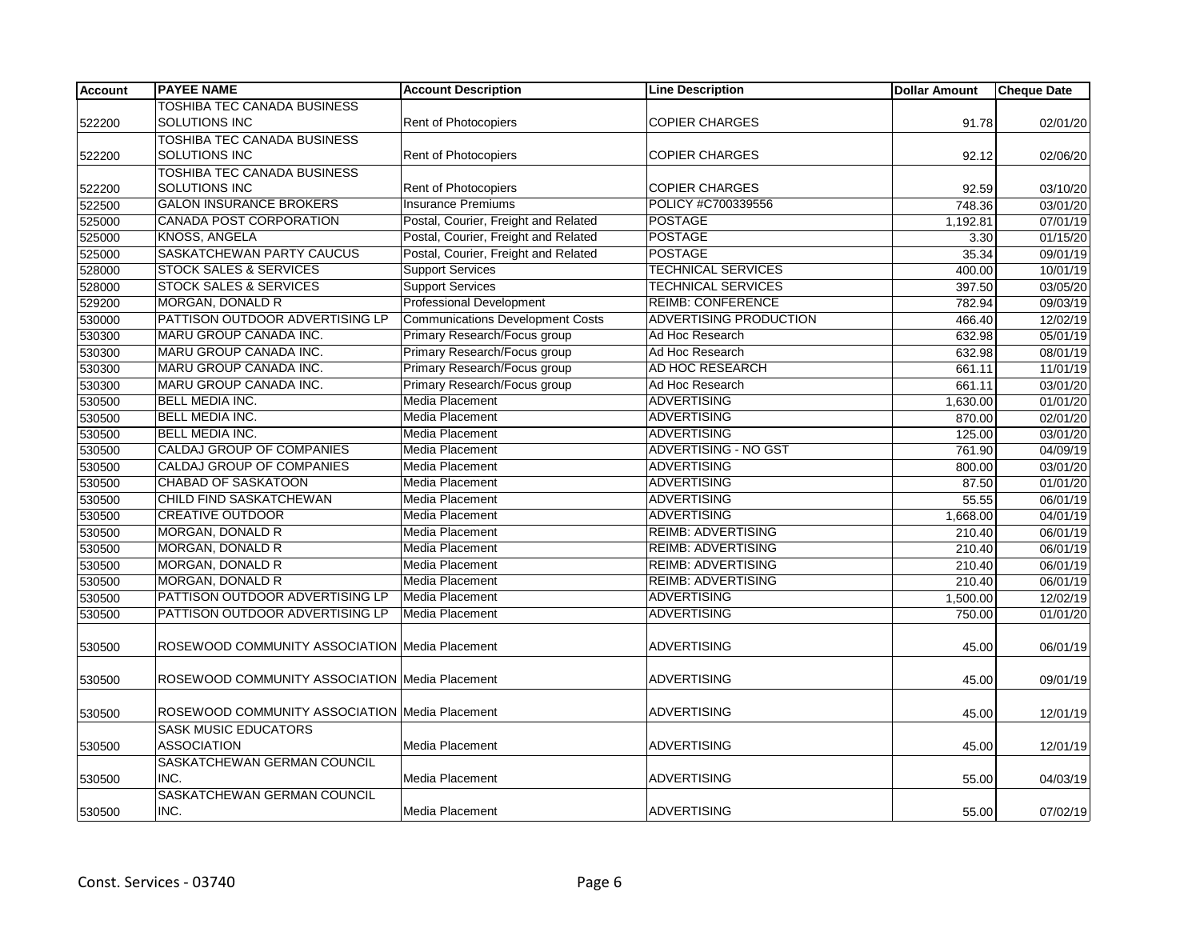| Account | PAYEE NAME | Account Description | Line Description | Dollar Amount | Cheque Date |
|---|---|---|---|---|---|
| 522200 | TOSHIBA TEC CANADA BUSINESS SOLUTIONS INC | Rent of Photocopiers | COPIER CHARGES | 91.78 | 02/01/20 |
| 522200 | TOSHIBA TEC CANADA BUSINESS SOLUTIONS INC | Rent of Photocopiers | COPIER CHARGES | 92.12 | 02/06/20 |
| 522200 | TOSHIBA TEC CANADA BUSINESS SOLUTIONS INC | Rent of Photocopiers | COPIER CHARGES | 92.59 | 03/10/20 |
| 522500 | GALON INSURANCE BROKERS | Insurance Premiums | POLICY #C700339556 | 748.36 | 03/01/20 |
| 525000 | CANADA POST CORPORATION | Postal, Courier, Freight and Related | POSTAGE | 1,192.81 | 07/01/19 |
| 525000 | KNOSS, ANGELA | Postal, Courier, Freight and Related | POSTAGE | 3.30 | 01/15/20 |
| 525000 | SASKATCHEWAN PARTY CAUCUS | Postal, Courier, Freight and Related | POSTAGE | 35.34 | 09/01/19 |
| 528000 | STOCK SALES & SERVICES | Support Services | TECHNICAL SERVICES | 400.00 | 10/01/19 |
| 528000 | STOCK SALES & SERVICES | Support Services | TECHNICAL SERVICES | 397.50 | 03/05/20 |
| 529200 | MORGAN, DONALD R | Professional Development | REIMB: CONFERENCE | 782.94 | 09/03/19 |
| 530000 | PATTISON OUTDOOR ADVERTISING LP | Communications Development Costs | ADVERTISING PRODUCTION | 466.40 | 12/02/19 |
| 530300 | MARU GROUP CANADA INC. | Primary Research/Focus group | Ad Hoc Research | 632.98 | 05/01/19 |
| 530300 | MARU GROUP CANADA INC. | Primary Research/Focus group | Ad Hoc Research | 632.98 | 08/01/19 |
| 530300 | MARU GROUP CANADA INC. | Primary Research/Focus group | AD HOC RESEARCH | 661.11 | 11/01/19 |
| 530300 | MARU GROUP CANADA INC. | Primary Research/Focus group | Ad Hoc Research | 661.11 | 03/01/20 |
| 530500 | BELL MEDIA INC. | Media Placement | ADVERTISING | 1,630.00 | 01/01/20 |
| 530500 | BELL MEDIA INC. | Media Placement | ADVERTISING | 870.00 | 02/01/20 |
| 530500 | BELL MEDIA INC. | Media Placement | ADVERTISING | 125.00 | 03/01/20 |
| 530500 | CALDAJ GROUP OF COMPANIES | Media Placement | ADVERTISING - NO GST | 761.90 | 04/09/19 |
| 530500 | CALDAJ GROUP OF COMPANIES | Media Placement | ADVERTISING | 800.00 | 03/01/20 |
| 530500 | CHABAD OF SASKATOON | Media Placement | ADVERTISING | 87.50 | 01/01/20 |
| 530500 | CHILD FIND SASKATCHEWAN | Media Placement | ADVERTISING | 55.55 | 06/01/19 |
| 530500 | CREATIVE OUTDOOR | Media Placement | ADVERTISING | 1,668.00 | 04/01/19 |
| 530500 | MORGAN, DONALD R | Media Placement | REIMB: ADVERTISING | 210.40 | 06/01/19 |
| 530500 | MORGAN, DONALD R | Media Placement | REIMB: ADVERTISING | 210.40 | 06/01/19 |
| 530500 | MORGAN, DONALD R | Media Placement | REIMB: ADVERTISING | 210.40 | 06/01/19 |
| 530500 | MORGAN, DONALD R | Media Placement | REIMB: ADVERTISING | 210.40 | 06/01/19 |
| 530500 | PATTISON OUTDOOR ADVERTISING LP | Media Placement | ADVERTISING | 1,500.00 | 12/02/19 |
| 530500 | PATTISON OUTDOOR ADVERTISING LP | Media Placement | ADVERTISING | 750.00 | 01/01/20 |
| 530500 | ROSEWOOD COMMUNITY ASSOCIATION | Media Placement | ADVERTISING | 45.00 | 06/01/19 |
| 530500 | ROSEWOOD COMMUNITY ASSOCIATION | Media Placement | ADVERTISING | 45.00 | 09/01/19 |
| 530500 | ROSEWOOD COMMUNITY ASSOCIATION | Media Placement | ADVERTISING | 45.00 | 12/01/19 |
| 530500 | SASK MUSIC EDUCATORS ASSOCIATION | Media Placement | ADVERTISING | 45.00 | 12/01/19 |
| 530500 | SASKATCHEWAN GERMAN COUNCIL INC. | Media Placement | ADVERTISING | 55.00 | 04/03/19 |
| 530500 | SASKATCHEWAN GERMAN COUNCIL INC. | Media Placement | ADVERTISING | 55.00 | 07/02/19 |

Const. Services - 03740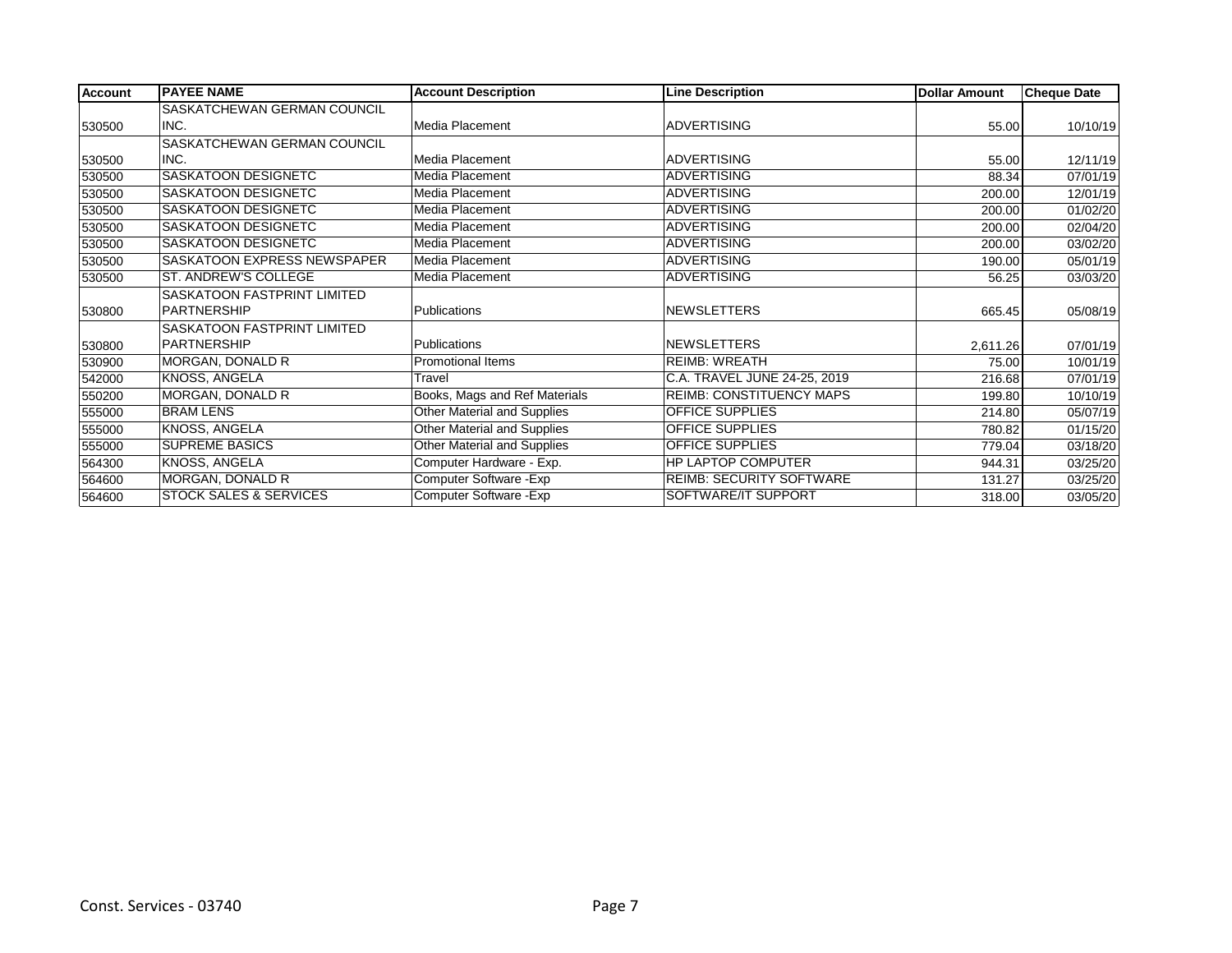| Account | PAYEE NAME | Account Description | Line Description | Dollar Amount | Cheque Date |
|---|---|---|---|---|---|
| 530500 | SASKATCHEWAN GERMAN COUNCIL INC. | Media Placement | ADVERTISING | 55.00 | 10/10/19 |
| 530500 | SASKATCHEWAN GERMAN COUNCIL INC. | Media Placement | ADVERTISING | 55.00 | 12/11/19 |
| 530500 | SASKATOON DESIGNETC | Media Placement | ADVERTISING | 88.34 | 07/01/19 |
| 530500 | SASKATOON DESIGNETC | Media Placement | ADVERTISING | 200.00 | 12/01/19 |
| 530500 | SASKATOON DESIGNETC | Media Placement | ADVERTISING | 200.00 | 01/02/20 |
| 530500 | SASKATOON DESIGNETC | Media Placement | ADVERTISING | 200.00 | 02/04/20 |
| 530500 | SASKATOON DESIGNETC | Media Placement | ADVERTISING | 200.00 | 03/02/20 |
| 530500 | SASKATOON EXPRESS NEWSPAPER | Media Placement | ADVERTISING | 190.00 | 05/01/19 |
| 530500 | ST. ANDREW'S COLLEGE | Media Placement | ADVERTISING | 56.25 | 03/03/20 |
| 530800 | SASKATOON FASTPRINT LIMITED PARTNERSHIP | Publications | NEWSLETTERS | 665.45 | 05/08/19 |
| 530800 | SASKATOON FASTPRINT LIMITED PARTNERSHIP | Publications | NEWSLETTERS | 2,611.26 | 07/01/19 |
| 530900 | MORGAN, DONALD R | Promotional Items | REIMB: WREATH | 75.00 | 10/01/19 |
| 542000 | KNOSS, ANGELA | Travel | C.A. TRAVEL JUNE 24-25, 2019 | 216.68 | 07/01/19 |
| 550200 | MORGAN, DONALD R | Books, Mags and Ref Materials | REIMB: CONSTITUENCY MAPS | 199.80 | 10/10/19 |
| 555000 | BRAM LENS | Other Material and Supplies | OFFICE SUPPLIES | 214.80 | 05/07/19 |
| 555000 | KNOSS, ANGELA | Other Material and Supplies | OFFICE SUPPLIES | 780.82 | 01/15/20 |
| 555000 | SUPREME BASICS | Other Material and Supplies | OFFICE SUPPLIES | 779.04 | 03/18/20 |
| 564300 | KNOSS, ANGELA | Computer Hardware - Exp. | HP LAPTOP COMPUTER | 944.31 | 03/25/20 |
| 564600 | MORGAN, DONALD R | Computer Software -Exp | REIMB: SECURITY SOFTWARE | 131.27 | 03/25/20 |
| 564600 | STOCK SALES & SERVICES | Computer Software -Exp | SOFTWARE/IT SUPPORT | 318.00 | 03/05/20 |

Const. Services - 03740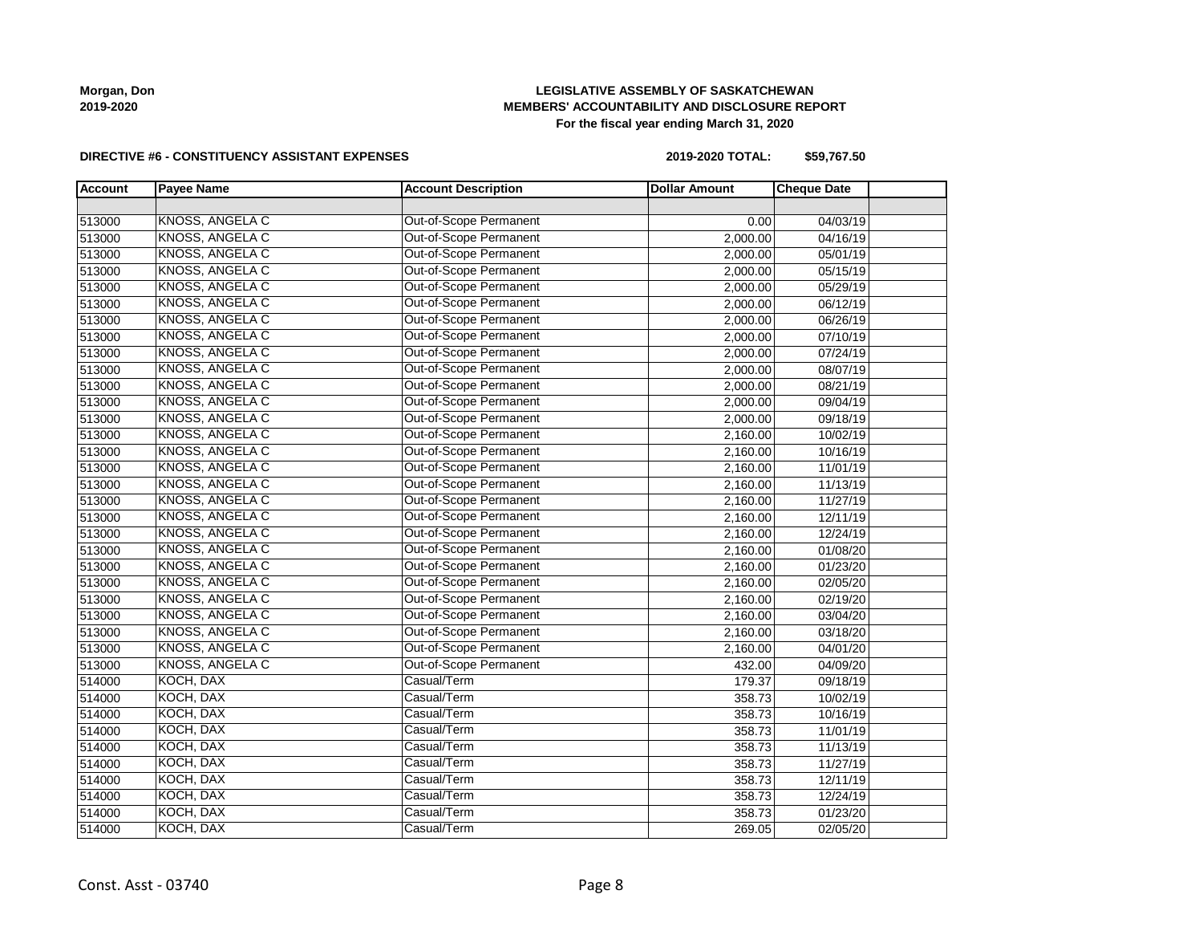**Morgan, Don**
**2019-2020**

**LEGISLATIVE ASSEMBLY OF SASKATCHEWAN**
**MEMBERS' ACCOUNTABILITY AND DISCLOSURE REPORT**
**For the fiscal year ending March 31, 2020**

**DIRECTIVE #6 - CONSTITUENCY ASSISTANT EXPENSES** **2019-2020 TOTAL: $59,767.50**

| Account | Payee Name | Account Description | Dollar Amount | Cheque Date | |
|---|---|---|---|---|---|
| | | | | | |
| 513000 | KNOSS, ANGELA C | Out-of-Scope Permanent | 0.00 | 04/03/19 | |
| 513000 | KNOSS, ANGELA C | Out-of-Scope Permanent | 2,000.00 | 04/16/19 | |
| 513000 | KNOSS, ANGELA C | Out-of-Scope Permanent | 2,000.00 | 05/01/19 | |
| 513000 | KNOSS, ANGELA C | Out-of-Scope Permanent | 2,000.00 | 05/15/19 | |
| 513000 | KNOSS, ANGELA C | Out-of-Scope Permanent | 2,000.00 | 05/29/19 | |
| 513000 | KNOSS, ANGELA C | Out-of-Scope Permanent | 2,000.00 | 06/12/19 | |
| 513000 | KNOSS, ANGELA C | Out-of-Scope Permanent | 2,000.00 | 06/26/19 | |
| 513000 | KNOSS, ANGELA C | Out-of-Scope Permanent | 2,000.00 | 07/10/19 | |
| 513000 | KNOSS, ANGELA C | Out-of-Scope Permanent | 2,000.00 | 07/24/19 | |
| 513000 | KNOSS, ANGELA C | Out-of-Scope Permanent | 2,000.00 | 08/07/19 | |
| 513000 | KNOSS, ANGELA C | Out-of-Scope Permanent | 2,000.00 | 08/21/19 | |
| 513000 | KNOSS, ANGELA C | Out-of-Scope Permanent | 2,000.00 | 09/04/19 | |
| 513000 | KNOSS, ANGELA C | Out-of-Scope Permanent | 2,000.00 | 09/18/19 | |
| 513000 | KNOSS, ANGELA C | Out-of-Scope Permanent | 2,160.00 | 10/02/19 | |
| 513000 | KNOSS, ANGELA C | Out-of-Scope Permanent | 2,160.00 | 10/16/19 | |
| 513000 | KNOSS, ANGELA C | Out-of-Scope Permanent | 2,160.00 | 11/01/19 | |
| 513000 | KNOSS, ANGELA C | Out-of-Scope Permanent | 2,160.00 | 11/13/19 | |
| 513000 | KNOSS, ANGELA C | Out-of-Scope Permanent | 2,160.00 | 11/27/19 | |
| 513000 | KNOSS, ANGELA C | Out-of-Scope Permanent | 2,160.00 | 12/11/19 | |
| 513000 | KNOSS, ANGELA C | Out-of-Scope Permanent | 2,160.00 | 12/24/19 | |
| 513000 | KNOSS, ANGELA C | Out-of-Scope Permanent | 2,160.00 | 01/08/20 | |
| 513000 | KNOSS, ANGELA C | Out-of-Scope Permanent | 2,160.00 | 01/23/20 | |
| 513000 | KNOSS, ANGELA C | Out-of-Scope Permanent | 2,160.00 | 02/05/20 | |
| 513000 | KNOSS, ANGELA C | Out-of-Scope Permanent | 2,160.00 | 02/19/20 | |
| 513000 | KNOSS, ANGELA C | Out-of-Scope Permanent | 2,160.00 | 03/04/20 | |
| 513000 | KNOSS, ANGELA C | Out-of-Scope Permanent | 2,160.00 | 03/18/20 | |
| 513000 | KNOSS, ANGELA C | Out-of-Scope Permanent | 2,160.00 | 04/01/20 | |
| 513000 | KNOSS, ANGELA C | Out-of-Scope Permanent | 432.00 | 04/09/20 | |
| 514000 | KOCH, DAX | Casual/Term | 179.37 | 09/18/19 | |
| 514000 | KOCH, DAX | Casual/Term | 358.73 | 10/02/19 | |
| 514000 | KOCH, DAX | Casual/Term | 358.73 | 10/16/19 | |
| 514000 | KOCH, DAX | Casual/Term | 358.73 | 11/01/19 | |
| 514000 | KOCH, DAX | Casual/Term | 358.73 | 11/13/19 | |
| 514000 | KOCH, DAX | Casual/Term | 358.73 | 11/27/19 | |
| 514000 | KOCH, DAX | Casual/Term | 358.73 | 12/11/19 | |
| 514000 | KOCH, DAX | Casual/Term | 358.73 | 12/24/19 | |
| 514000 | KOCH, DAX | Casual/Term | 358.73 | 01/23/20 | |
| 514000 | KOCH, DAX | Casual/Term | 269.05 | 02/05/20 | |

Const. Asst - 03740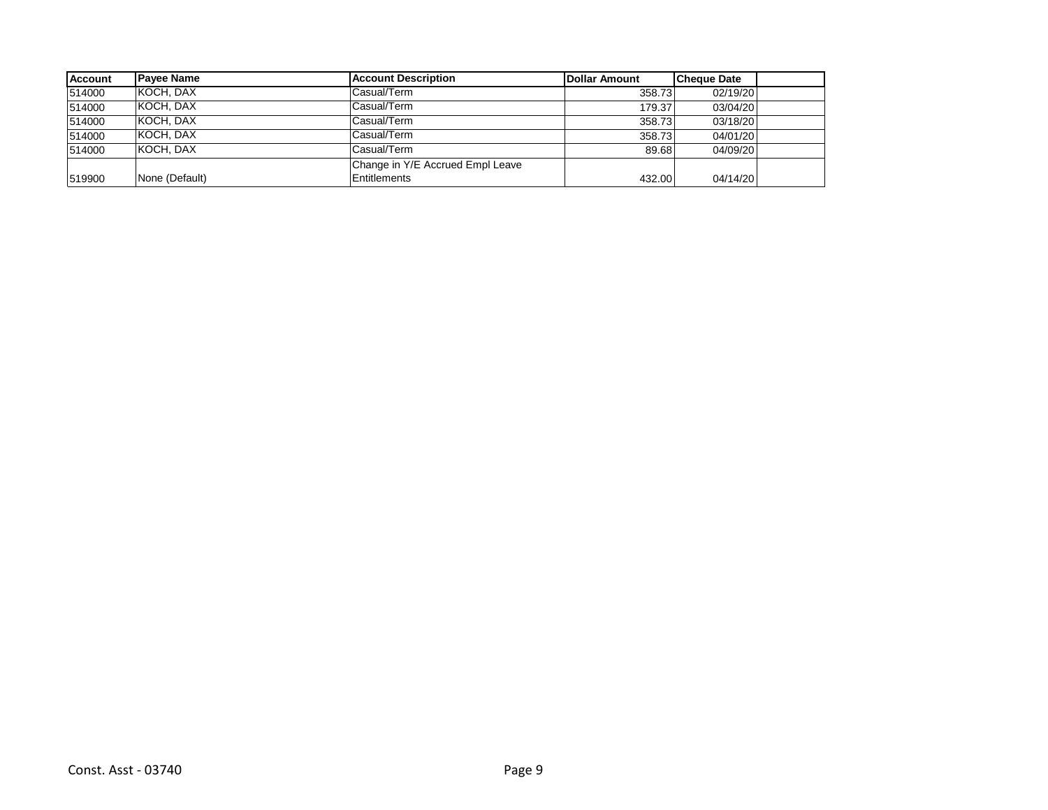| Account | Payee Name | Account Description | Dollar Amount | Cheque Date | |
|---|---|---|---|---|---|
| 514000 | KOCH, DAX | Casual/Term | 358.73 | 02/19/20 | |
| 514000 | KOCH, DAX | Casual/Term | 179.37 | 03/04/20 | |
| 514000 | KOCH, DAX | Casual/Term | 358.73 | 03/18/20 | |
| 514000 | KOCH, DAX | Casual/Term | 358.73 | 04/01/20 | |
| 514000 | KOCH, DAX | Casual/Term | 89.68 | 04/09/20 | |
| 519900 | None (Default) | Change in Y/E Accrued Empl Leave Entitlements | 432.00 | 04/14/20 | |

Const. Asst - 03740